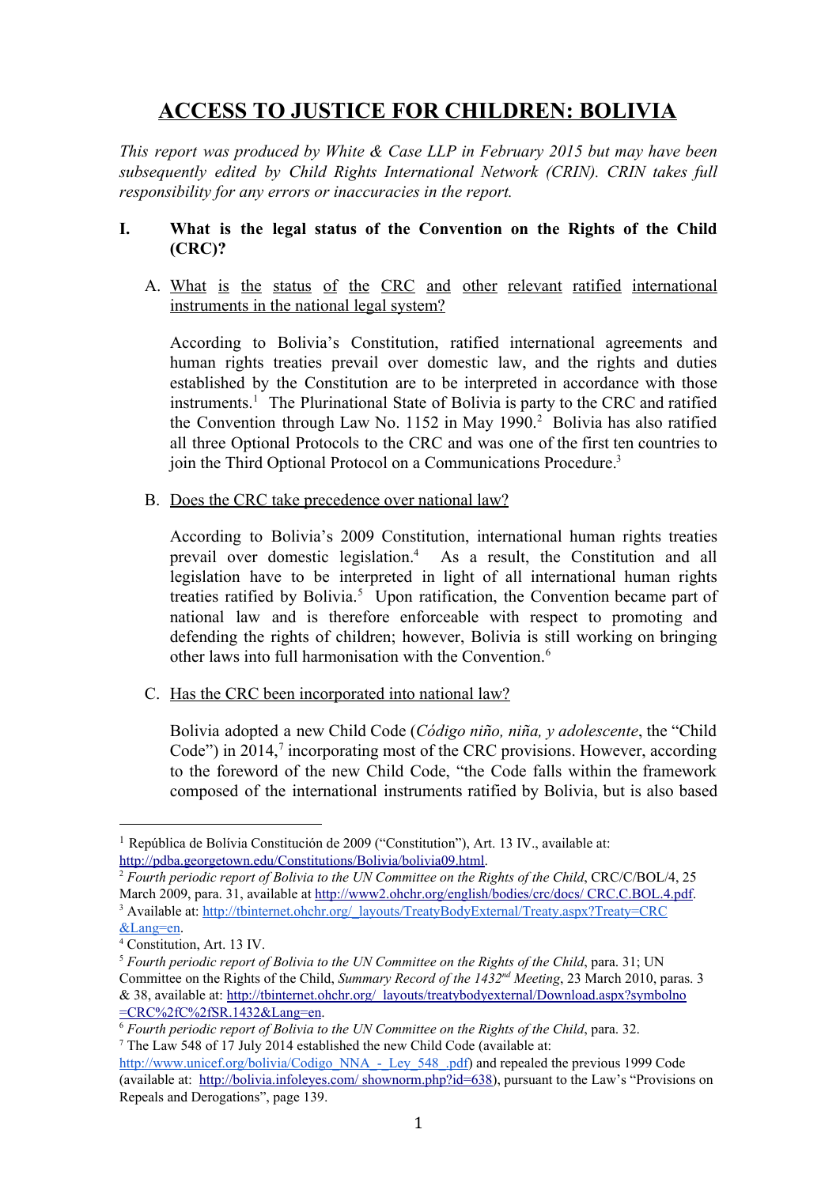# ACCESS TO JUSTICE FOR CHILDREN: BOLIVIA

*This report was produced by White & Case LLP in February 2015 but may have been subsequently edited by Child Rights International Network (CRIN). CRIN takes full responsibility for any errors or inaccuracies in the report.*

## I. What is the legal status of the Convention on the Rights of the Child (CRC)?

### A. What is the status of the CRC and other relevant ratified international instruments in the national legal system?

According to Bolivia's Constitution, ratified international agreements and human rights treaties prevail over domestic law, and the rights and duties established by the Constitution are to be interpreted in accordance with those instruments.[1] The Plurinational State of Bolivia is party to the CRC and ratified the Convention through Law No. 1152 in May 1990.[2] Bolivia has also ratified all three Optional Protocols to the CRC and was one of the first ten countries to join the Third Optional Protocol on a Communications Procedure.[3]

### B. Does the CRC take precedence over national law?

According to Bolivia's 2009 Constitution, international human rights treaties prevail over domestic legislation.[4] As a result, the Constitution and all legislation have to be interpreted in light of all international human rights treaties ratified by Bolivia.[5] Upon ratification, the Convention became part of national law and is therefore enforceable with respect to promoting and defending the rights of children; however, Bolivia is still working on bringing other laws into full harmonisation with the Convention.[6]

### C. Has the CRC been incorporated into national law?

Bolivia adopted a new Child Code (*Código niño, niña, y adolescente*, the "Child Code") in 2014,[7] incorporating most of the CRC provisions. However, according to the foreword of the new Child Code, "the Code falls within the framework composed of the international instruments ratified by Bolivia, but is also based

---

[1] República de Bolívia Constitución de 2009 ("Constitution"), Art. 13 IV., available at: http://pdba.georgetown.edu/Constitutions/Bolivia/bolivia09.html.

[2] *Fourth periodic report of Bolivia to the UN Committee on the Rights of the Child*, CRC/C/BOL/4, 25 March 2009, para. 31, available at http://www2.ohchr.org/english/bodies/crc/docs/ CRC.C.BOL.4.pdf.

[3] Available at: http://tbinternet.ohchr.org/_layouts/TreatyBodyExternal/Treaty.aspx?Treaty=CRC &Lang=en.

[4] Constitution, Art. 13 IV.

[5] *Fourth periodic report of Bolivia to the UN Committee on the Rights of the Child*, para. 31; UN Committee on the Rights of the Child, *Summary Record of the 1432nd Meeting*, 23 March 2010, paras. 3 & 38, available at: http://tbinternet.ohchr.org/_layouts/treatybodyexternal/Download.aspx?symbolno =CRC%2fC%2fSR.1432&Lang=en.

[6] *Fourth periodic report of Bolivia to the UN Committee on the Rights of the Child*, para. 32.

[7] The Law 548 of 17 July 2014 established the new Child Code (available at: http://www.unicef.org/bolivia/Codigo_NNA_-_Ley_548_.pdf) and repealed the previous 1999 Code (available at: http://bolivia.infoleyes.com/ shownorm.php?id=638), pursuant to the Law's "Provisions on Repeals and Derogations", page 139.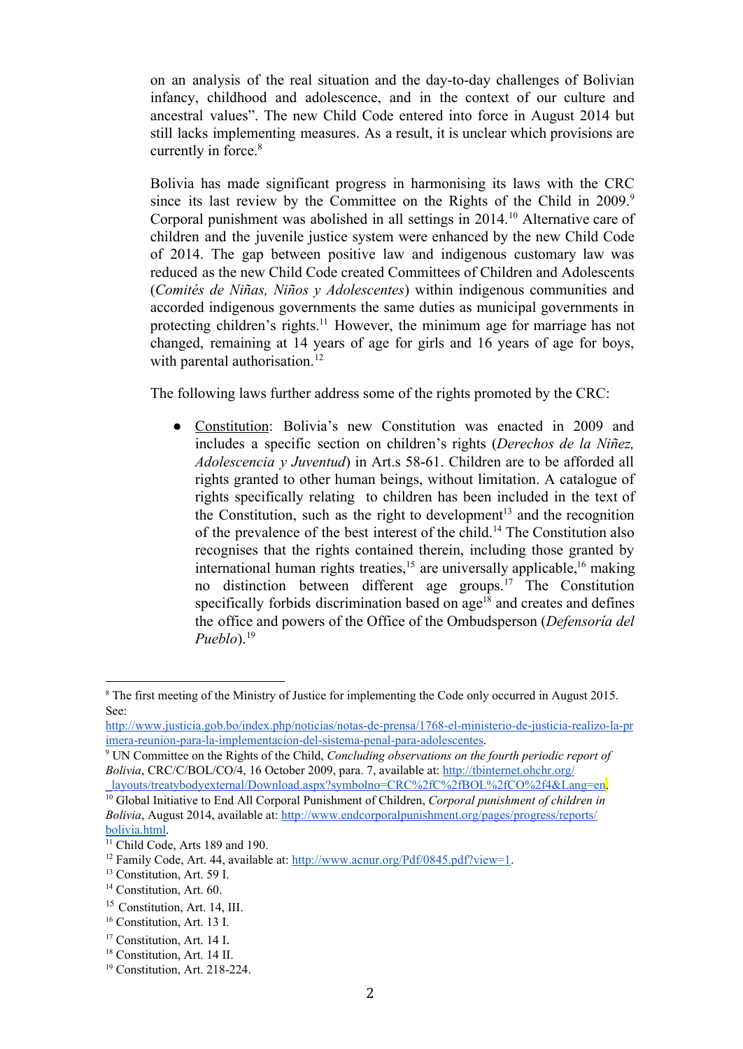on an analysis of the real situation and the day-to-day challenges of Bolivian infancy, childhood and adolescence, and in the context of our culture and ancestral values". The new Child Code entered into force in August 2014 but still lacks implementing measures. As a result, it is unclear which provisions are currently in force.[8]

Bolivia has made significant progress in harmonising its laws with the CRC since its last review by the Committee on the Rights of the Child in 2009.[9] Corporal punishment was abolished in all settings in 2014.[10] Alternative care of children and the juvenile justice system were enhanced by the new Child Code of 2014. The gap between positive law and indigenous customary law was reduced as the new Child Code created Committees of Children and Adolescents (*Comités de Niñas, Niños y Adolescentes*) within indigenous communities and accorded indigenous governments the same duties as municipal governments in protecting children's rights.[11] However, the minimum age for marriage has not changed, remaining at 14 years of age for girls and 16 years of age for boys, with parental authorisation.[12]

The following laws further address some of the rights promoted by the CRC:

- Constitution: Bolivia's new Constitution was enacted in 2009 and includes a specific section on children's rights (*Derechos de la Niñez, Adolescencia y Juventud*) in Art.s 58-61. Children are to be afforded all rights granted to other human beings, without limitation. A catalogue of rights specifically relating to children has been included in the text of the Constitution, such as the right to development[13] and the recognition of the prevalence of the best interest of the child.[14] The Constitution also recognises that the rights contained therein, including those granted by international human rights treaties,[15] are universally applicable,[16] making no distinction between different age groups.[17] The Constitution specifically forbids discrimination based on age[18] and creates and defines the office and powers of the Office of the Ombudsperson (*Defensoría del Pueblo*).[19]

---

[8] The first meeting of the Ministry of Justice for implementing the Code only occurred in August 2015. See: http://www.justicia.gob.bo/index.php/noticias/notas-de-prensa/1768-el-ministerio-de-justicia-realizo-la-primera-reunion-para-la-implementacion-del-sistema-penal-para-adolescentes.

[9] UN Committee on the Rights of the Child, *Concluding observations on the fourth periodic report of Bolivia*, CRC/C/BOL/CO/4, 16 October 2009, para. 7, available at: http://tbinternet.ohchr.org/_layouts/treatybodyexternal/Download.aspx?symbolno=CRC%2fC%2fBOL%2fCO%2f4&Lang=en.

[10] Global Initiative to End All Corporal Punishment of Children, *Corporal punishment of children in Bolivia*, August 2014, available at: http://www.endcorporalpunishment.org/pages/progress/reports/bolivia.html.

[11] Child Code, Arts 189 and 190.

[12] Family Code, Art. 44, available at: http://www.acnur.org/Pdf/0845.pdf?view=1.

[13] Constitution, Art. 59 I.

[14] Constitution, Art. 60.

[15] Constitution, Art. 14, III.

[16] Constitution, Art. 13 I.

[17] Constitution, Art. 14 I.

[18] Constitution, Art. 14 II.

[19] Constitution, Art. 218-224.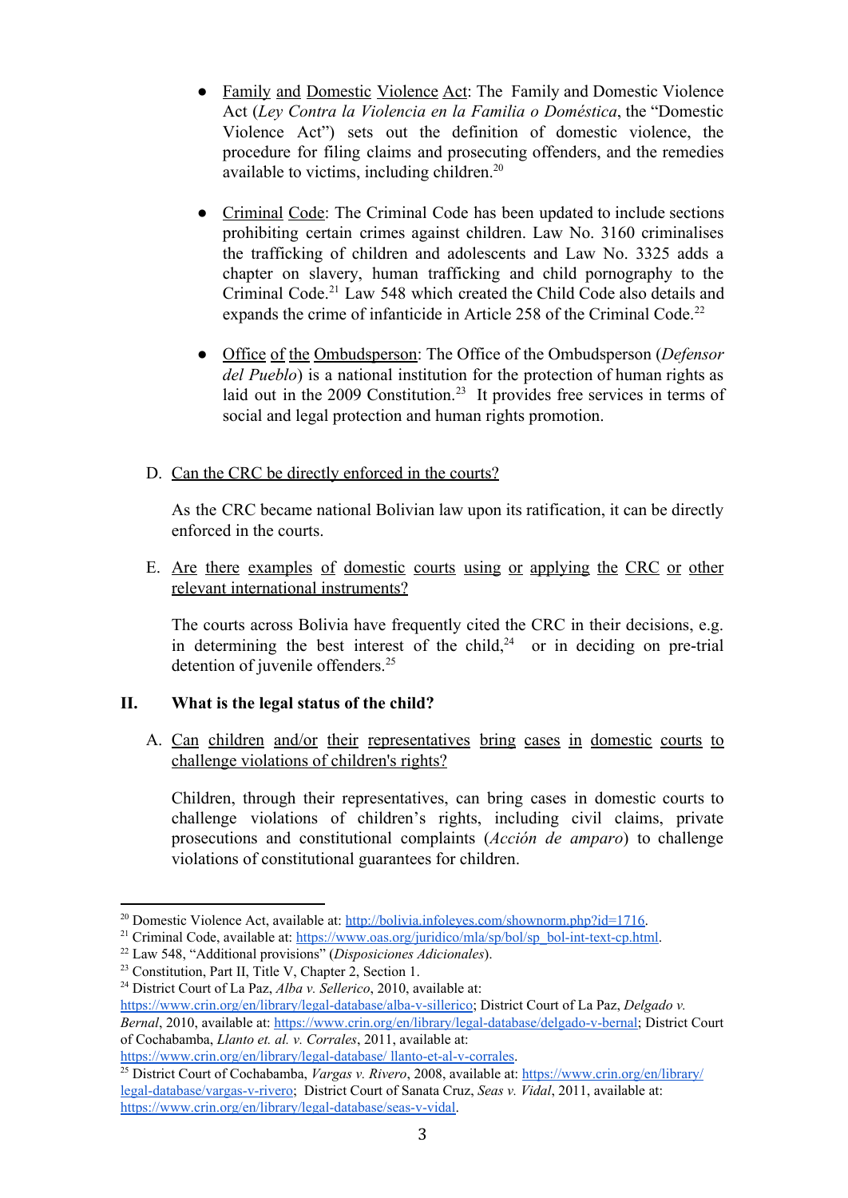- Family and Domestic Violence Act: The Family and Domestic Violence Act (*Ley Contra la Violencia en la Familia o Doméstica*, the "Domestic Violence Act") sets out the definition of domestic violence, the procedure for filing claims and prosecuting offenders, and the remedies available to victims, including children.[20]

- Criminal Code: The Criminal Code has been updated to include sections prohibiting certain crimes against children. Law No. 3160 criminalises the trafficking of children and adolescents and Law No. 3325 adds a chapter on slavery, human trafficking and child pornography to the Criminal Code.[21] Law 548 which created the Child Code also details and expands the crime of infanticide in Article 258 of the Criminal Code.[22]

- Office of the Ombudsperson: The Office of the Ombudsperson (*Defensor del Pueblo*) is a national institution for the protection of human rights as laid out in the 2009 Constitution.[23] It provides free services in terms of social and legal protection and human rights promotion.

D. Can the CRC be directly enforced in the courts?

As the CRC became national Bolivian law upon its ratification, it can be directly enforced in the courts.

E. Are there examples of domestic courts using or applying the CRC or other relevant international instruments?

The courts across Bolivia have frequently cited the CRC in their decisions, e.g. in determining the best interest of the child,[24] or in deciding on pre-trial detention of juvenile offenders.[25]

## II. What is the legal status of the child?

A. Can children and/or their representatives bring cases in domestic courts to challenge violations of children's rights?

Children, through their representatives, can bring cases in domestic courts to challenge violations of children's rights, including civil claims, private prosecutions and constitutional complaints (*Acción de amparo*) to challenge violations of constitutional guarantees for children.

---

[20] Domestic Violence Act, available at: http://bolivia.infoleyes.com/shownorm.php?id=1716.

[21] Criminal Code, available at: https://www.oas.org/juridico/mla/sp/bol/sp_bol-int-text-cp.html.

[22] Law 548, "Additional provisions" (*Disposiciones Adicionales*).

[23] Constitution, Part II, Title V, Chapter 2, Section 1.

[24] District Court of La Paz, *Alba v. Sellerico*, 2010, available at: https://www.crin.org/en/library/legal-database/alba-v-sillerico; District Court of La Paz, *Delgado v. Bernal*, 2010, available at: https://www.crin.org/en/library/legal-database/delgado-v-bernal; District Court of Cochabamba, *Llanto et. al. v. Corrales*, 2011, available at: https://www.crin.org/en/library/legal-database/ llanto-et-al-v-corrales.

[25] District Court of Cochabamba, *Vargas v. Rivero*, 2008, available at: https://www.crin.org/en/library/legal-database/vargas-v-rivero; District Court of Sanata Cruz, *Seas v. Vidal*, 2011, available at: https://www.crin.org/en/library/legal-database/seas-v-vidal.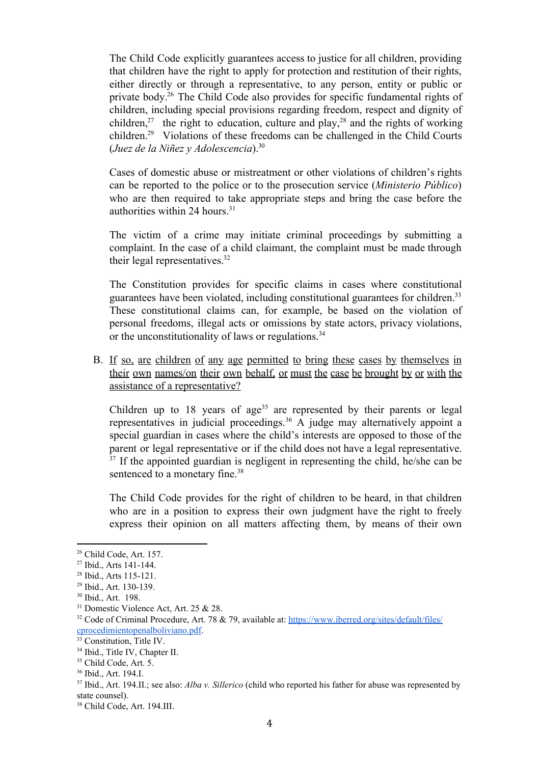The Child Code explicitly guarantees access to justice for all children, providing that children have the right to apply for protection and restitution of their rights, either directly or through a representative, to any person, entity or public or private body.[26] The Child Code also provides for specific fundamental rights of children, including special provisions regarding freedom, respect and dignity of children,[27] the right to education, culture and play,[28] and the rights of working children.[29] Violations of these freedoms can be challenged in the Child Courts (*Juez de la Niñez y Adolescencia*).[30]

Cases of domestic abuse or mistreatment or other violations of children's rights can be reported to the police or to the prosecution service (*Ministerio Público*) who are then required to take appropriate steps and bring the case before the authorities within 24 hours.[31]

The victim of a crime may initiate criminal proceedings by submitting a complaint. In the case of a child claimant, the complaint must be made through their legal representatives.[32]

The Constitution provides for specific claims in cases where constitutional guarantees have been violated, including constitutional guarantees for children.[33] These constitutional claims can, for example, be based on the violation of personal freedoms, illegal acts or omissions by state actors, privacy violations, or the unconstitutionality of laws or regulations.[34]

B. <u>If so, are children of any age permitted to bring these cases by themselves in their own names/on their own behalf, or must the case be brought by or with the assistance of a representative?</u>

Children up to 18 years of age[35] are represented by their parents or legal representatives in judicial proceedings.[36] A judge may alternatively appoint a special guardian in cases where the child's interests are opposed to those of the parent or legal representative or if the child does not have a legal representative.[37] If the appointed guardian is negligent in representing the child, he/she can be sentenced to a monetary fine.[38]

The Child Code provides for the right of children to be heard, in that children who are in a position to express their own judgment have the right to freely express their opinion on all matters affecting them, by means of their own

---

[26] Child Code, Art. 157.
[27] Ibid., Arts 141-144.
[28] Ibid., Arts 115-121.
[29] Ibid., Art. 130-139.
[30] Ibid., Art. 198.
[31] Domestic Violence Act, Art. 25 & 28.
[32] Code of Criminal Procedure, Art. 78 & 79, available at: https://www.iberred.org/sites/default/files/cprocedimientopenalboliviano.pdf.
[33] Constitution, Title IV.
[34] Ibid., Title IV, Chapter II.
[35] Child Code, Art. 5.
[36] Ibid., Art. 194.I.
[37] Ibid., Art. 194.II.; see also: *Alba v. Sillerico* (child who reported his father for abuse was represented by state counsel).
[38] Child Code, Art. 194.III.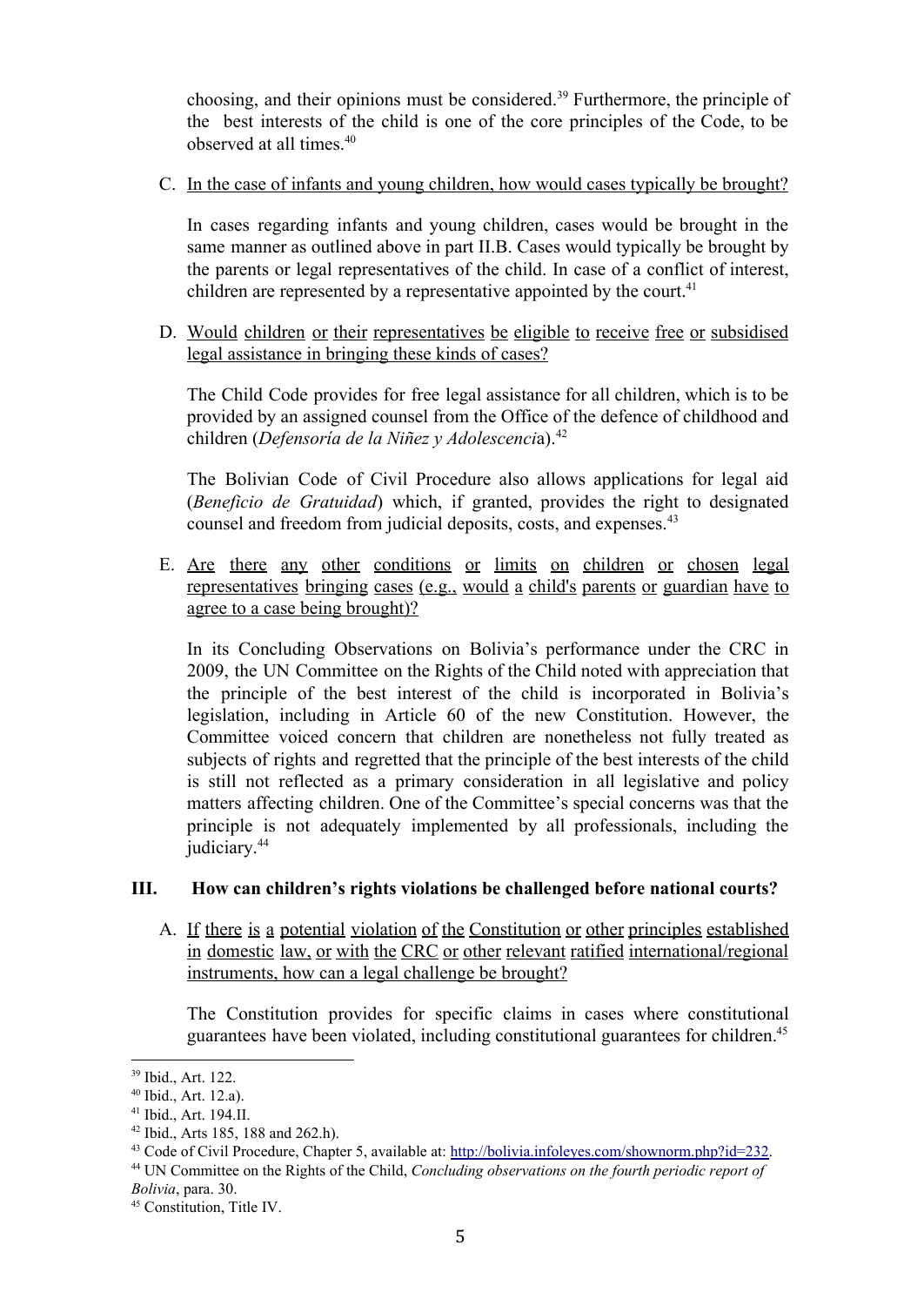choosing, and their opinions must be considered.[39] Furthermore, the principle of the best interests of the child is one of the core principles of the Code, to be observed at all times.[40]

C. In the case of infants and young children, how would cases typically be brought?

In cases regarding infants and young children, cases would be brought in the same manner as outlined above in part II.B. Cases would typically be brought by the parents or legal representatives of the child. In case of a conflict of interest, children are represented by a representative appointed by the court.[41]

D. Would children or their representatives be eligible to receive free or subsidised legal assistance in bringing these kinds of cases?

The Child Code provides for free legal assistance for all children, which is to be provided by an assigned counsel from the Office of the defence of childhood and children (*Defensoría de la Niñez y Adolescencia*).[42]

The Bolivian Code of Civil Procedure also allows applications for legal aid (*Beneficio de Gratuidad*) which, if granted, provides the right to designated counsel and freedom from judicial deposits, costs, and expenses.[43]

E. Are there any other conditions or limits on children or chosen legal representatives bringing cases (e.g., would a child's parents or guardian have to agree to a case being brought)?

In its Concluding Observations on Bolivia's performance under the CRC in 2009, the UN Committee on the Rights of the Child noted with appreciation that the principle of the best interest of the child is incorporated in Bolivia's legislation, including in Article 60 of the new Constitution. However, the Committee voiced concern that children are nonetheless not fully treated as subjects of rights and regretted that the principle of the best interests of the child is still not reflected as a primary consideration in all legislative and policy matters affecting children. One of the Committee's special concerns was that the principle is not adequately implemented by all professionals, including the judiciary.[44]

## III. How can children's rights violations be challenged before national courts?

A. If there is a potential violation of the Constitution or other principles established in domestic law, or with the CRC or other relevant ratified international/regional instruments, how can a legal challenge be brought?

The Constitution provides for specific claims in cases where constitutional guarantees have been violated, including constitutional guarantees for children.[45]

---

[39] Ibid., Art. 122.

[40] Ibid., Art. 12.a).

[41] Ibid., Art. 194.II.

[42] Ibid., Arts 185, 188 and 262.h).

[43] Code of Civil Procedure, Chapter 5, available at: http://bolivia.infoleyes.com/shownorm.php?id=232.

[44] UN Committee on the Rights of the Child, *Concluding observations on the fourth periodic report of Bolivia*, para. 30.

[45] Constitution, Title IV.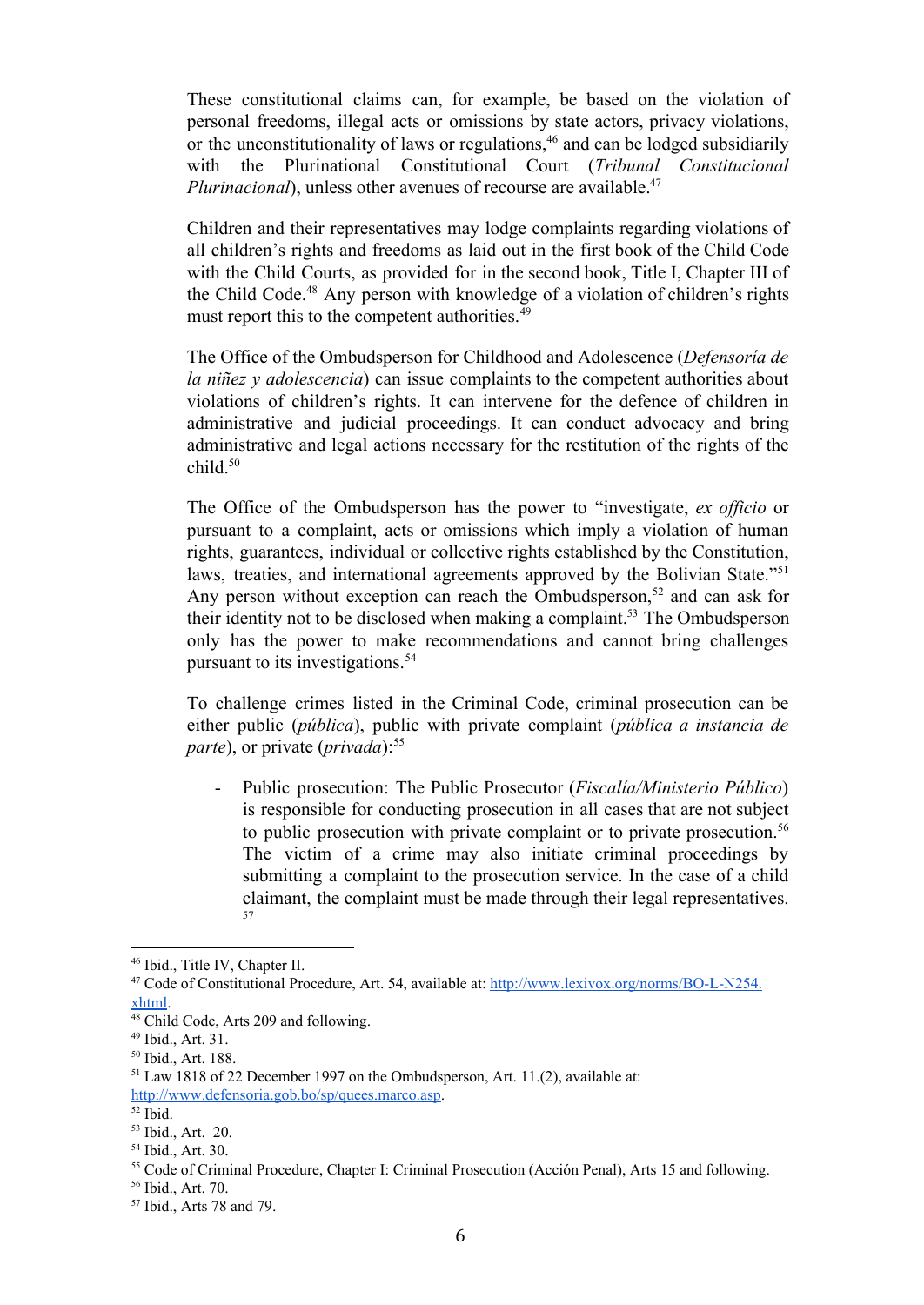These constitutional claims can, for example, be based on the violation of personal freedoms, illegal acts or omissions by state actors, privacy violations, or the unconstitutionality of laws or regulations,[46] and can be lodged subsidiarily with the Plurinational Constitutional Court (*Tribunal Constitucional Plurinacional*), unless other avenues of recourse are available.[47]

Children and their representatives may lodge complaints regarding violations of all children's rights and freedoms as laid out in the first book of the Child Code with the Child Courts, as provided for in the second book, Title I, Chapter III of the Child Code.[48] Any person with knowledge of a violation of children's rights must report this to the competent authorities.[49]

The Office of the Ombudsperson for Childhood and Adolescence (*Defensoría de la niñez y adolescencia*) can issue complaints to the competent authorities about violations of children's rights. It can intervene for the defence of children in administrative and judicial proceedings. It can conduct advocacy and bring administrative and legal actions necessary for the restitution of the rights of the child.[50]

The Office of the Ombudsperson has the power to "investigate, *ex officio* or pursuant to a complaint, acts or omissions which imply a violation of human rights, guarantees, individual or collective rights established by the Constitution, laws, treaties, and international agreements approved by the Bolivian State."[51] Any person without exception can reach the Ombudsperson,[52] and can ask for their identity not to be disclosed when making a complaint.[53] The Ombudsperson only has the power to make recommendations and cannot bring challenges pursuant to its investigations.[54]

To challenge crimes listed in the Criminal Code, criminal prosecution can be either public (*pública*), public with private complaint (*pública a instancia de parte*), or private (*privada*):[55]

- Public prosecution: The Public Prosecutor (*Fiscalía/Ministerio Público*) is responsible for conducting prosecution in all cases that are not subject to public prosecution with private complaint or to private prosecution.[56] The victim of a crime may also initiate criminal proceedings by submitting a complaint to the prosecution service. In the case of a child claimant, the complaint must be made through their legal representatives.[57]

---

[46] Ibid., Title IV, Chapter II.

[47] Code of Constitutional Procedure, Art. 54, available at: http://www.lexivox.org/norms/BO-L-N254.xhtml.

[48] Child Code, Arts 209 and following.

[49] Ibid., Art. 31.

[50] Ibid., Art. 188.

[51] Law 1818 of 22 December 1997 on the Ombudsperson, Art. 11.(2), available at: http://www.defensoria.gob.bo/sp/quees.marco.asp.

[52] Ibid.

[53] Ibid., Art. 20.

[54] Ibid., Art. 30.

[55] Code of Criminal Procedure, Chapter I: Criminal Prosecution (Acción Penal), Arts 15 and following.

[56] Ibid., Art. 70.

[57] Ibid., Arts 78 and 79.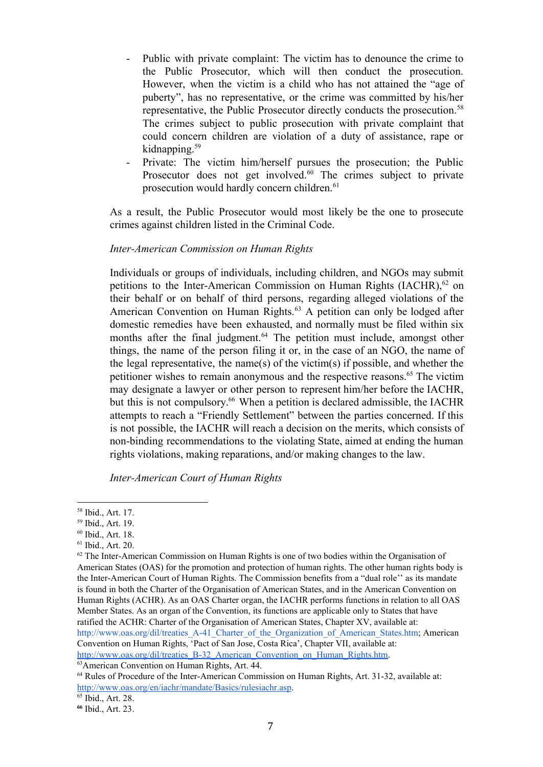- Public with private complaint: The victim has to denounce the crime to the Public Prosecutor, which will then conduct the prosecution. However, when the victim is a child who has not attained the "age of puberty", has no representative, or the crime was committed by his/her representative, the Public Prosecutor directly conducts the prosecution.[58] The crimes subject to public prosecution with private complaint that could concern children are violation of a duty of assistance, rape or kidnapping.[59]
- Private: The victim him/herself pursues the prosecution; the Public Prosecutor does not get involved.[60] The crimes subject to private prosecution would hardly concern children.[61]

As a result, the Public Prosecutor would most likely be the one to prosecute crimes against children listed in the Criminal Code.

*Inter-American Commission on Human Rights*

Individuals or groups of individuals, including children, and NGOs may submit petitions to the Inter-American Commission on Human Rights (IACHR),[62] on their behalf or on behalf of third persons, regarding alleged violations of the American Convention on Human Rights.[63] A petition can only be lodged after domestic remedies have been exhausted, and normally must be filed within six months after the final judgment.[64] The petition must include, amongst other things, the name of the person filing it or, in the case of an NGO, the name of the legal representative, the name(s) of the victim(s) if possible, and whether the petitioner wishes to remain anonymous and the respective reasons.[65] The victim may designate a lawyer or other person to represent him/her before the IACHR, but this is not compulsory.[66] When a petition is declared admissible, the IACHR attempts to reach a "Friendly Settlement" between the parties concerned. If this is not possible, the IACHR will reach a decision on the merits, which consists of non-binding recommendations to the violating State, aimed at ending the human rights violations, making reparations, and/or making changes to the law.

*Inter-American Court of Human Rights*

---

[58] Ibid., Art. 17.

[59] Ibid., Art. 19.

[60] Ibid., Art. 18.

[61] Ibid., Art. 20.

[62] The Inter-American Commission on Human Rights is one of two bodies within the Organisation of American States (OAS) for the promotion and protection of human rights. The other human rights body is the Inter-American Court of Human Rights. The Commission benefits from a "dual role'' as its mandate is found in both the Charter of the Organisation of American States, and in the American Convention on Human Rights (ACHR). As an OAS Charter organ, the IACHR performs functions in relation to all OAS Member States. As an organ of the Convention, its functions are applicable only to States that have ratified the ACHR: Charter of the Organisation of American States, Chapter XV, available at: http://www.oas.org/dil/treaties_A-41_Charter_of_the_Organization_of_American_States.htm; American Convention on Human Rights, 'Pact of San Jose, Costa Rica', Chapter VII, available at: http://www.oas.org/dil/treaties_B-32_American_Convention_on_Human_Rights.htm.

[63] American Convention on Human Rights, Art. 44.

[64] Rules of Procedure of the Inter-American Commission on Human Rights, Art. 31-32, available at: http://www.oas.org/en/iachr/mandate/Basics/rulesiachr.asp.

[65] Ibid., Art. 28.

[66] Ibid., Art. 23.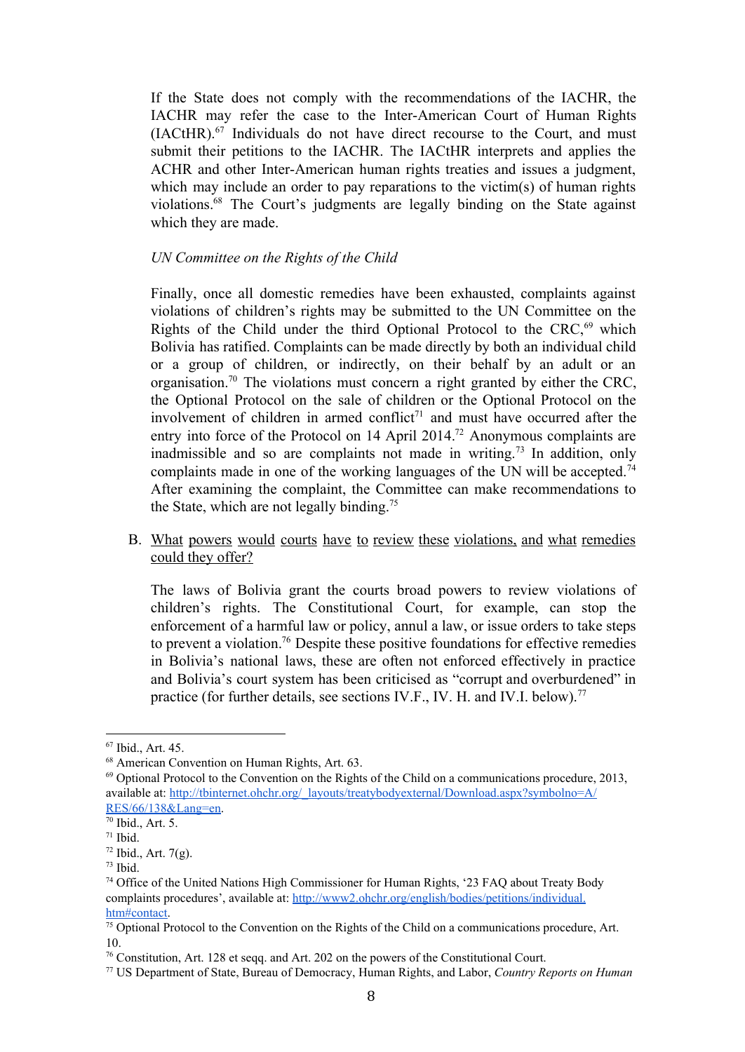If the State does not comply with the recommendations of the IACHR, the IACHR may refer the case to the Inter-American Court of Human Rights (IACtHR).[67] Individuals do not have direct recourse to the Court, and must submit their petitions to the IACHR. The IACtHR interprets and applies the ACHR and other Inter-American human rights treaties and issues a judgment, which may include an order to pay reparations to the victim(s) of human rights violations.[68] The Court's judgments are legally binding on the State against which they are made.

*UN Committee on the Rights of the Child*

Finally, once all domestic remedies have been exhausted, complaints against violations of children's rights may be submitted to the UN Committee on the Rights of the Child under the third Optional Protocol to the CRC,[69] which Bolivia has ratified. Complaints can be made directly by both an individual child or a group of children, or indirectly, on their behalf by an adult or an organisation.[70] The violations must concern a right granted by either the CRC, the Optional Protocol on the sale of children or the Optional Protocol on the involvement of children in armed conflict[71] and must have occurred after the entry into force of the Protocol on 14 April 2014.[72] Anonymous complaints are inadmissible and so are complaints not made in writing.[73] In addition, only complaints made in one of the working languages of the UN will be accepted.[74] After examining the complaint, the Committee can make recommendations to the State, which are not legally binding.[75]

B. <u>What powers would courts have to review these violations, and what remedies could they offer?</u>

The laws of Bolivia grant the courts broad powers to review violations of children's rights. The Constitutional Court, for example, can stop the enforcement of a harmful law or policy, annul a law, or issue orders to take steps to prevent a violation.[76] Despite these positive foundations for effective remedies in Bolivia's national laws, these are often not enforced effectively in practice and Bolivia's court system has been criticised as "corrupt and overburdened" in practice (for further details, see sections IV.F., IV. H. and IV.I. below).[77]

---

[67] Ibid., Art. 45.

[68] American Convention on Human Rights, Art. 63.

[69] Optional Protocol to the Convention on the Rights of the Child on a communications procedure, 2013, available at: http://tbinternet.ohchr.org/_layouts/treatybodyexternal/Download.aspx?symbolno=A/RES/66/138&Lang=en.

[70] Ibid., Art. 5.

[71] Ibid.

[72] Ibid., Art. 7(g).

[73] Ibid.

[74] Office of the United Nations High Commissioner for Human Rights, '23 FAQ about Treaty Body complaints procedures', available at: http://www2.ohchr.org/english/bodies/petitions/individual.htm#contact.

[75] Optional Protocol to the Convention on the Rights of the Child on a communications procedure, Art. 10.

[76] Constitution, Art. 128 et seqq. and Art. 202 on the powers of the Constitutional Court.

[77] US Department of State, Bureau of Democracy, Human Rights, and Labor, *Country Reports on Human*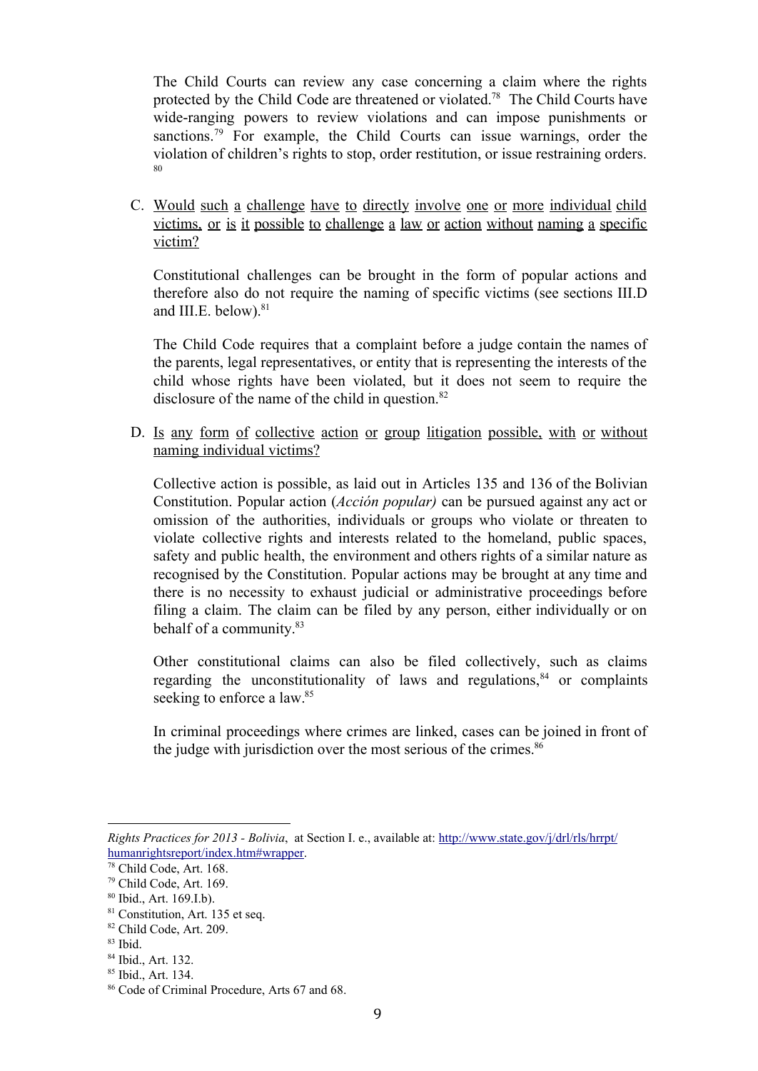The Child Courts can review any case concerning a claim where the rights protected by the Child Code are threatened or violated.[78] The Child Courts have wide-ranging powers to review violations and can impose punishments or sanctions.[79] For example, the Child Courts can issue warnings, order the violation of children's rights to stop, order restitution, or issue restraining orders.[80]

C. Would such a challenge have to directly involve one or more individual child victims, or is it possible to challenge a law or action without naming a specific victim?

Constitutional challenges can be brought in the form of popular actions and therefore also do not require the naming of specific victims (see sections III.D and III.E. below).[81]

The Child Code requires that a complaint before a judge contain the names of the parents, legal representatives, or entity that is representing the interests of the child whose rights have been violated, but it does not seem to require the disclosure of the name of the child in question.[82]

D. Is any form of collective action or group litigation possible, with or without naming individual victims?

Collective action is possible, as laid out in Articles 135 and 136 of the Bolivian Constitution. Popular action (*Acción popular)* can be pursued against any act or omission of the authorities, individuals or groups who violate or threaten to violate collective rights and interests related to the homeland, public spaces, safety and public health, the environment and others rights of a similar nature as recognised by the Constitution. Popular actions may be brought at any time and there is no necessity to exhaust judicial or administrative proceedings before filing a claim. The claim can be filed by any person, either individually or on behalf of a community.[83]

Other constitutional claims can also be filed collectively, such as claims regarding the unconstitutionality of laws and regulations,[84] or complaints seeking to enforce a law.[85]

In criminal proceedings where crimes are linked, cases can be joined in front of the judge with jurisdiction over the most serious of the crimes.[86]

---

*Rights Practices for 2013 - Bolivia*, at Section I. e., available at: http://www.state.gov/j/drl/rls/hrrpt/humanrightsreport/index.htm#wrapper.

[78] Child Code, Art. 168.

[79] Child Code, Art. 169.

[80] Ibid., Art. 169.I.b).

[81] Constitution, Art. 135 et seq.

[82] Child Code, Art. 209.

[83] Ibid.

[84] Ibid., Art. 132.

[85] Ibid., Art. 134.

[86] Code of Criminal Procedure, Arts 67 and 68.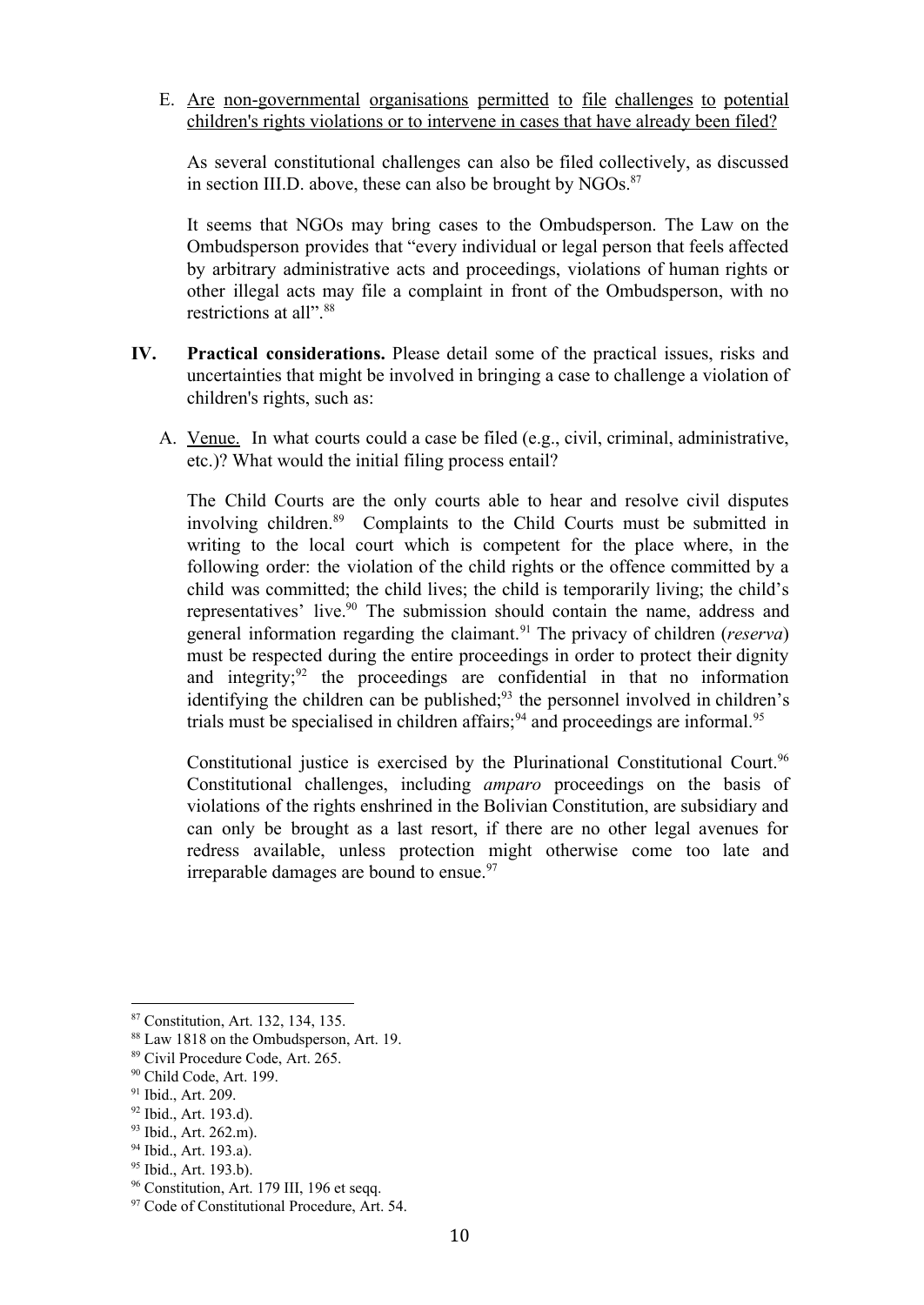E. Are non-governmental organisations permitted to file challenges to potential children's rights violations or to intervene in cases that have already been filed?

As several constitutional challenges can also be filed collectively, as discussed in section III.D. above, these can also be brought by NGOs.[87]

It seems that NGOs may bring cases to the Ombudsperson. The Law on the Ombudsperson provides that "every individual or legal person that feels affected by arbitrary administrative acts and proceedings, violations of human rights or other illegal acts may file a complaint in front of the Ombudsperson, with no restrictions at all".[88]

## IV. Practical considerations.

**Practical considerations.** Please detail some of the practical issues, risks and uncertainties that might be involved in bringing a case to challenge a violation of children's rights, such as:

A. Venue. In what courts could a case be filed (e.g., civil, criminal, administrative, etc.)? What would the initial filing process entail?

The Child Courts are the only courts able to hear and resolve civil disputes involving children.[89] Complaints to the Child Courts must be submitted in writing to the local court which is competent for the place where, in the following order: the violation of the child rights or the offence committed by a child was committed; the child lives; the child is temporarily living; the child's representatives' live.[90] The submission should contain the name, address and general information regarding the claimant.[91] The privacy of children (*reserva*) must be respected during the entire proceedings in order to protect their dignity and integrity;[92] the proceedings are confidential in that no information identifying the children can be published;[93] the personnel involved in children's trials must be specialised in children affairs;[94] and proceedings are informal.[95]

Constitutional justice is exercised by the Plurinational Constitutional Court.[96] Constitutional challenges, including *amparo* proceedings on the basis of violations of the rights enshrined in the Bolivian Constitution, are subsidiary and can only be brought as a last resort, if there are no other legal avenues for redress available, unless protection might otherwise come too late and irreparable damages are bound to ensue.[97]

---

[87] Constitution, Art. 132, 134, 135.
[88] Law 1818 on the Ombudsperson, Art. 19.
[89] Civil Procedure Code, Art. 265.
[90] Child Code, Art. 199.
[91] Ibid., Art. 209.
[92] Ibid., Art. 193.d).
[93] Ibid., Art. 262.m).
[94] Ibid., Art. 193.a).
[95] Ibid., Art. 193.b).
[96] Constitution, Art. 179 III, 196 et seqq.
[97] Code of Constitutional Procedure, Art. 54.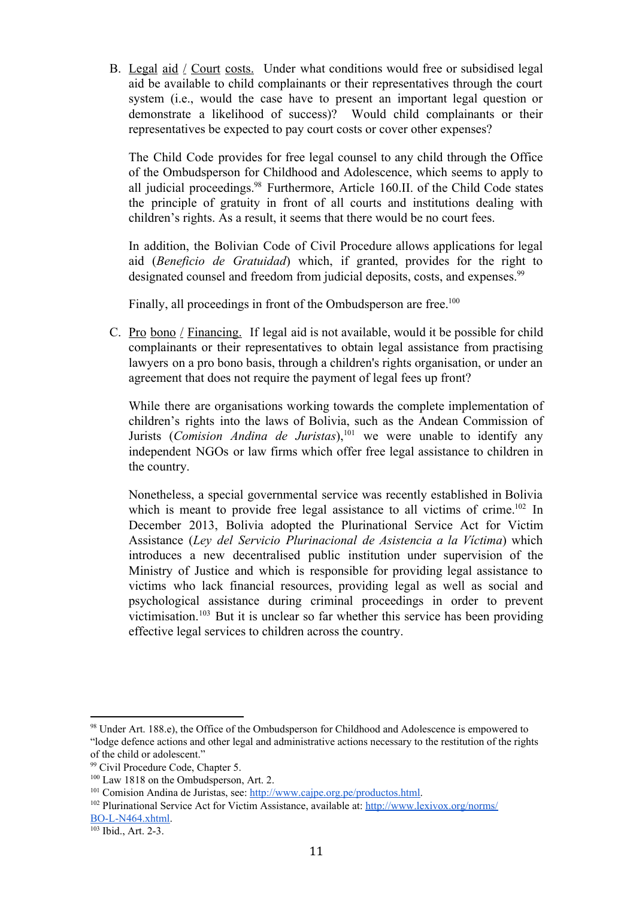B. Legal aid / Court costs. Under what conditions would free or subsidised legal aid be available to child complainants or their representatives through the court system (i.e., would the case have to present an important legal question or demonstrate a likelihood of success)? Would child complainants or their representatives be expected to pay court costs or cover other expenses?

   The Child Code provides for free legal counsel to any child through the Office of the Ombudsperson for Childhood and Adolescence, which seems to apply to all judicial proceedings.[98] Furthermore, Article 160.II. of the Child Code states the principle of gratuity in front of all courts and institutions dealing with children's rights. As a result, it seems that there would be no court fees.

   In addition, the Bolivian Code of Civil Procedure allows applications for legal aid (*Beneficio de Gratuidad*) which, if granted, provides for the right to designated counsel and freedom from judicial deposits, costs, and expenses.[99]

   Finally, all proceedings in front of the Ombudsperson are free.[100]

C. Pro bono / Financing. If legal aid is not available, would it be possible for child complainants or their representatives to obtain legal assistance from practising lawyers on a pro bono basis, through a children's rights organisation, or under an agreement that does not require the payment of legal fees up front?

   While there are organisations working towards the complete implementation of children's rights into the laws of Bolivia, such as the Andean Commission of Jurists (*Comision Andina de Juristas*),[101] we were unable to identify any independent NGOs or law firms which offer free legal assistance to children in the country.

   Nonetheless, a special governmental service was recently established in Bolivia which is meant to provide free legal assistance to all victims of crime.[102] In December 2013, Bolivia adopted the Plurinational Service Act for Victim Assistance (*Ley del Servicio Plurinacional de Asistencia a la Víctima*) which introduces a new decentralised public institution under supervision of the Ministry of Justice and which is responsible for providing legal assistance to victims who lack financial resources, providing legal as well as social and psychological assistance during criminal proceedings in order to prevent victimisation.[103] But it is unclear so far whether this service has been providing effective legal services to children across the country.

---

[98] Under Art. 188.e), the Office of the Ombudsperson for Childhood and Adolescence is empowered to "lodge defence actions and other legal and administrative actions necessary to the restitution of the rights of the child or adolescent."

[99] Civil Procedure Code, Chapter 5.

[100] Law 1818 on the Ombudsperson, Art. 2.

[101] Comision Andina de Juristas, see: http://www.cajpe.org.pe/productos.html.

[102] Plurinational Service Act for Victim Assistance, available at: http://www.lexivox.org/norms/BO-L-N464.xhtml.

[103] Ibid., Art. 2-3.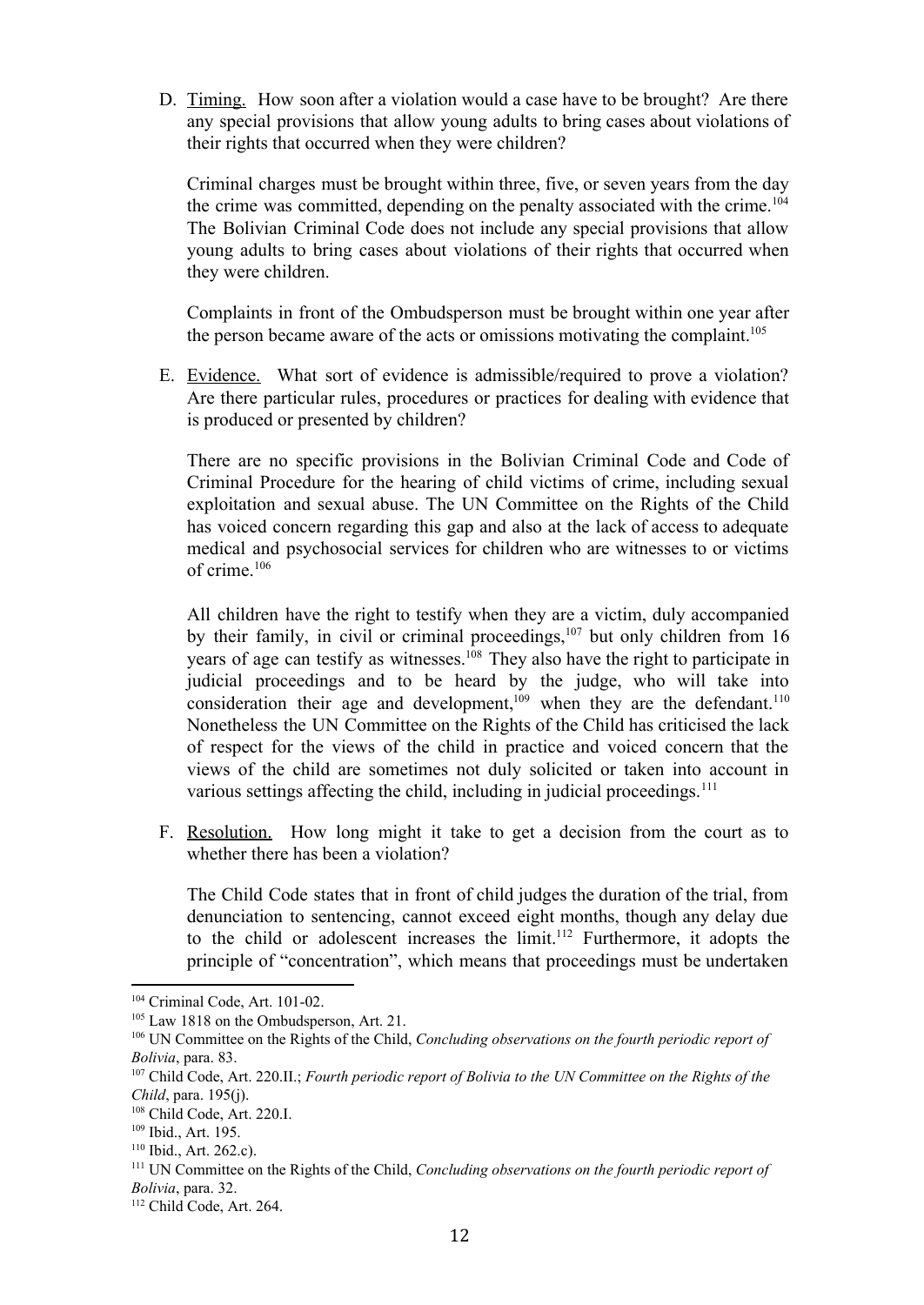D. Timing. How soon after a violation would a case have to be brought? Are there any special provisions that allow young adults to bring cases about violations of their rights that occurred when they were children?

Criminal charges must be brought within three, five, or seven years from the day the crime was committed, depending on the penalty associated with the crime.[104] The Bolivian Criminal Code does not include any special provisions that allow young adults to bring cases about violations of their rights that occurred when they were children.

Complaints in front of the Ombudsperson must be brought within one year after the person became aware of the acts or omissions motivating the complaint.[105]

E. Evidence. What sort of evidence is admissible/required to prove a violation? Are there particular rules, procedures or practices for dealing with evidence that is produced or presented by children?

There are no specific provisions in the Bolivian Criminal Code and Code of Criminal Procedure for the hearing of child victims of crime, including sexual exploitation and sexual abuse. The UN Committee on the Rights of the Child has voiced concern regarding this gap and also at the lack of access to adequate medical and psychosocial services for children who are witnesses to or victims of crime.[106]

All children have the right to testify when they are a victim, duly accompanied by their family, in civil or criminal proceedings,[107] but only children from 16 years of age can testify as witnesses.[108] They also have the right to participate in judicial proceedings and to be heard by the judge, who will take into consideration their age and development,[109] when they are the defendant.[110] Nonetheless the UN Committee on the Rights of the Child has criticised the lack of respect for the views of the child in practice and voiced concern that the views of the child are sometimes not duly solicited or taken into account in various settings affecting the child, including in judicial proceedings.[111]

F. Resolution. How long might it take to get a decision from the court as to whether there has been a violation?

The Child Code states that in front of child judges the duration of the trial, from denunciation to sentencing, cannot exceed eight months, though any delay due to the child or adolescent increases the limit.[112] Furthermore, it adopts the principle of "concentration", which means that proceedings must be undertaken

---

[104] Criminal Code, Art. 101-02.

[105] Law 1818 on the Ombudsperson, Art. 21.

[106] UN Committee on the Rights of the Child, *Concluding observations on the fourth periodic report of Bolivia*, para. 83.

[107] Child Code, Art. 220.II.; *Fourth periodic report of Bolivia to the UN Committee on the Rights of the Child*, para. 195(j).

[108] Child Code, Art. 220.I.

[109] Ibid., Art. 195.

[110] Ibid., Art. 262.c).

[111] UN Committee on the Rights of the Child, *Concluding observations on the fourth periodic report of Bolivia*, para. 32.

[112] Child Code, Art. 264.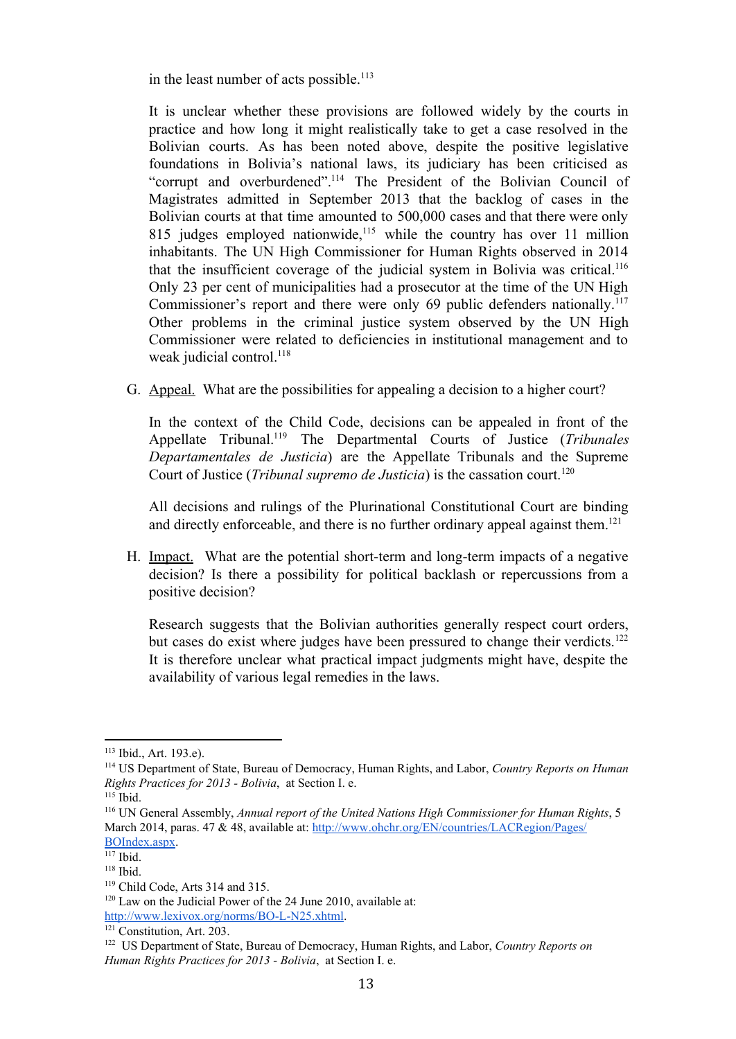in the least number of acts possible.[113]

It is unclear whether these provisions are followed widely by the courts in practice and how long it might realistically take to get a case resolved in the Bolivian courts. As has been noted above, despite the positive legislative foundations in Bolivia's national laws, its judiciary has been criticised as "corrupt and overburdened".[114] The President of the Bolivian Council of Magistrates admitted in September 2013 that the backlog of cases in the Bolivian courts at that time amounted to 500,000 cases and that there were only 815 judges employed nationwide,[115] while the country has over 11 million inhabitants. The UN High Commissioner for Human Rights observed in 2014 that the insufficient coverage of the judicial system in Bolivia was critical.[116] Only 23 per cent of municipalities had a prosecutor at the time of the UN High Commissioner's report and there were only 69 public defenders nationally.[117] Other problems in the criminal justice system observed by the UN High Commissioner were related to deficiencies in institutional management and to weak judicial control.[118]

G. Appeal. What are the possibilities for appealing a decision to a higher court?

In the context of the Child Code, decisions can be appealed in front of the Appellate Tribunal.[119] The Departmental Courts of Justice (*Tribunales Departamentales de Justicia*) are the Appellate Tribunals and the Supreme Court of Justice (*Tribunal supremo de Justicia*) is the cassation court.[120]

All decisions and rulings of the Plurinational Constitutional Court are binding and directly enforceable, and there is no further ordinary appeal against them.[121]

H. Impact. What are the potential short-term and long-term impacts of a negative decision? Is there a possibility for political backlash or repercussions from a positive decision?

Research suggests that the Bolivian authorities generally respect court orders, but cases do exist where judges have been pressured to change their verdicts.[122] It is therefore unclear what practical impact judgments might have, despite the availability of various legal remedies in the laws.

---

[113] Ibid., Art. 193.e).

[114] US Department of State, Bureau of Democracy, Human Rights, and Labor, *Country Reports on Human Rights Practices for 2013 - Bolivia*, at Section I. e.

[115] Ibid.

[116] UN General Assembly, *Annual report of the United Nations High Commissioner for Human Rights*, 5 March 2014, paras. 47 & 48, available at: http://www.ohchr.org/EN/countries/LACRegion/Pages/BOIndex.aspx.

[117] Ibid.

[118] Ibid.

[119] Child Code, Arts 314 and 315.

[120] Law on the Judicial Power of the 24 June 2010, available at: http://www.lexivox.org/norms/BO-L-N25.xhtml.

[121] Constitution, Art. 203.

[122] US Department of State, Bureau of Democracy, Human Rights, and Labor, *Country Reports on Human Rights Practices for 2013 - Bolivia*, at Section I. e.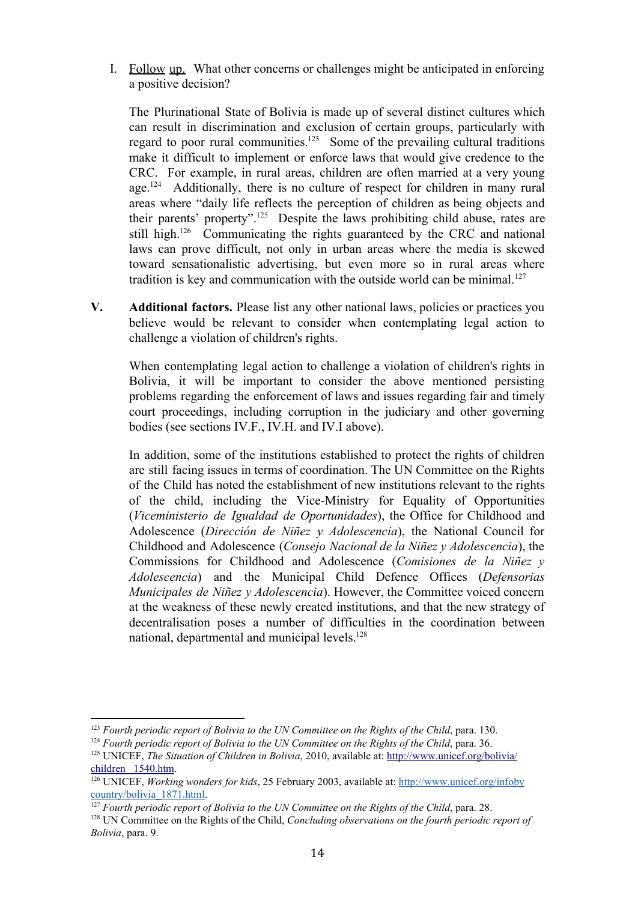I. <u>Follow up.</u> What other concerns or challenges might be anticipated in enforcing a positive decision?

   The Plurinational State of Bolivia is made up of several distinct cultures which can result in discrimination and exclusion of certain groups, particularly with regard to poor rural communities.[123] Some of the prevailing cultural traditions make it difficult to implement or enforce laws that would give credence to the CRC. For example, in rural areas, children are often married at a very young age.[124] Additionally, there is no culture of respect for children in many rural areas where "daily life reflects the perception of children as being objects and their parents' property".[125] Despite the laws prohibiting child abuse, rates are still high.[126] Communicating the rights guaranteed by the CRC and national laws can prove difficult, not only in urban areas where the media is skewed toward sensationalistic advertising, but even more so in rural areas where tradition is key and communication with the outside world can be minimal.[127]

## V. Additional factors.

**Additional factors.** Please list any other national laws, policies or practices you believe would be relevant to consider when contemplating legal action to challenge a violation of children's rights.

When contemplating legal action to challenge a violation of children's rights in Bolivia, it will be important to consider the above mentioned persisting problems regarding the enforcement of laws and issues regarding fair and timely court proceedings, including corruption in the judiciary and other governing bodies (see sections IV.F., IV.H. and IV.I above).

In addition, some of the institutions established to protect the rights of children are still facing issues in terms of coordination. The UN Committee on the Rights of the Child has noted the establishment of new institutions relevant to the rights of the child, including the Vice-Ministry for Equality of Opportunities (*Viceministerio de Igualdad de Oportunidades*), the Office for Childhood and Adolescence (*Dirección de Niñez y Adolescencia*), the National Council for Childhood and Adolescence (*Consejo Nacional de la Niñez y Adolescencia*), the Commissions for Childhood and Adolescence (*Comisiones de la Niñez y Adolescencia*) and the Municipal Child Defence Offices (*Defensorias Municipales de Niñez y Adolescencia*). However, the Committee voiced concern at the weakness of these newly created institutions, and that the new strategy of decentralisation poses a number of difficulties in the coordination between national, departmental and municipal levels.[128]

---

[123] *Fourth periodic report of Bolivia to the UN Committee on the Rights of the Child*, para. 130.

[124] *Fourth periodic report of Bolivia to the UN Committee on the Rights of the Child*, para. 36.

[125] UNICEF, *The Situation of Children in Bolivia*, 2010, available at: http://www.unicef.org/bolivia/children_1540.htm.

[126] UNICEF, *Working wonders for kids*, 25 February 2003, available at: http://www.unicef.org/infobycountry/bolivia_1871.html.

[127] *Fourth periodic report of Bolivia to the UN Committee on the Rights of the Child*, para. 28.

[128] UN Committee on the Rights of the Child, *Concluding observations on the fourth periodic report of Bolivia*, para. 9.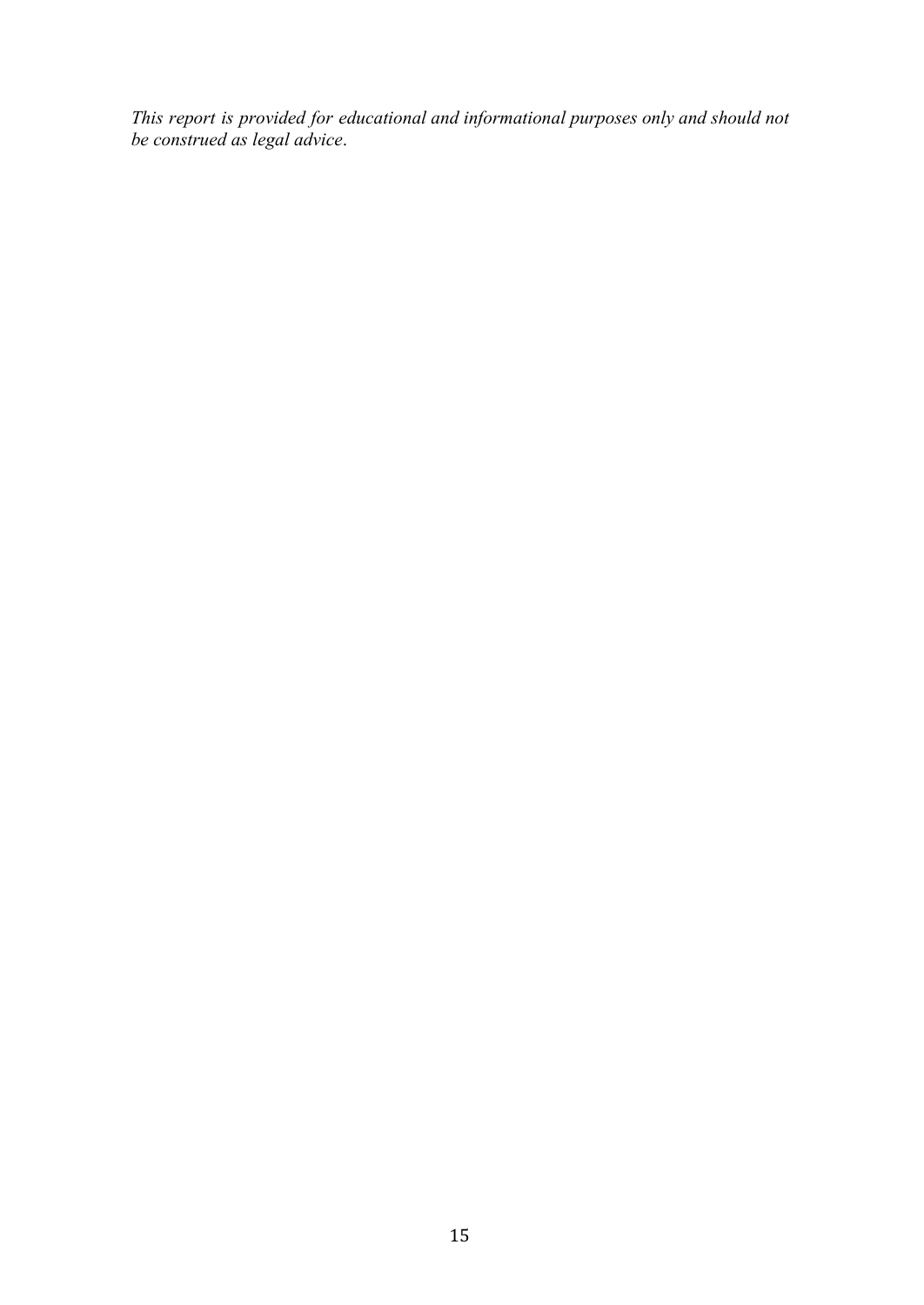*This report is provided for educational and informational purposes only and should not be construed as legal advice.*